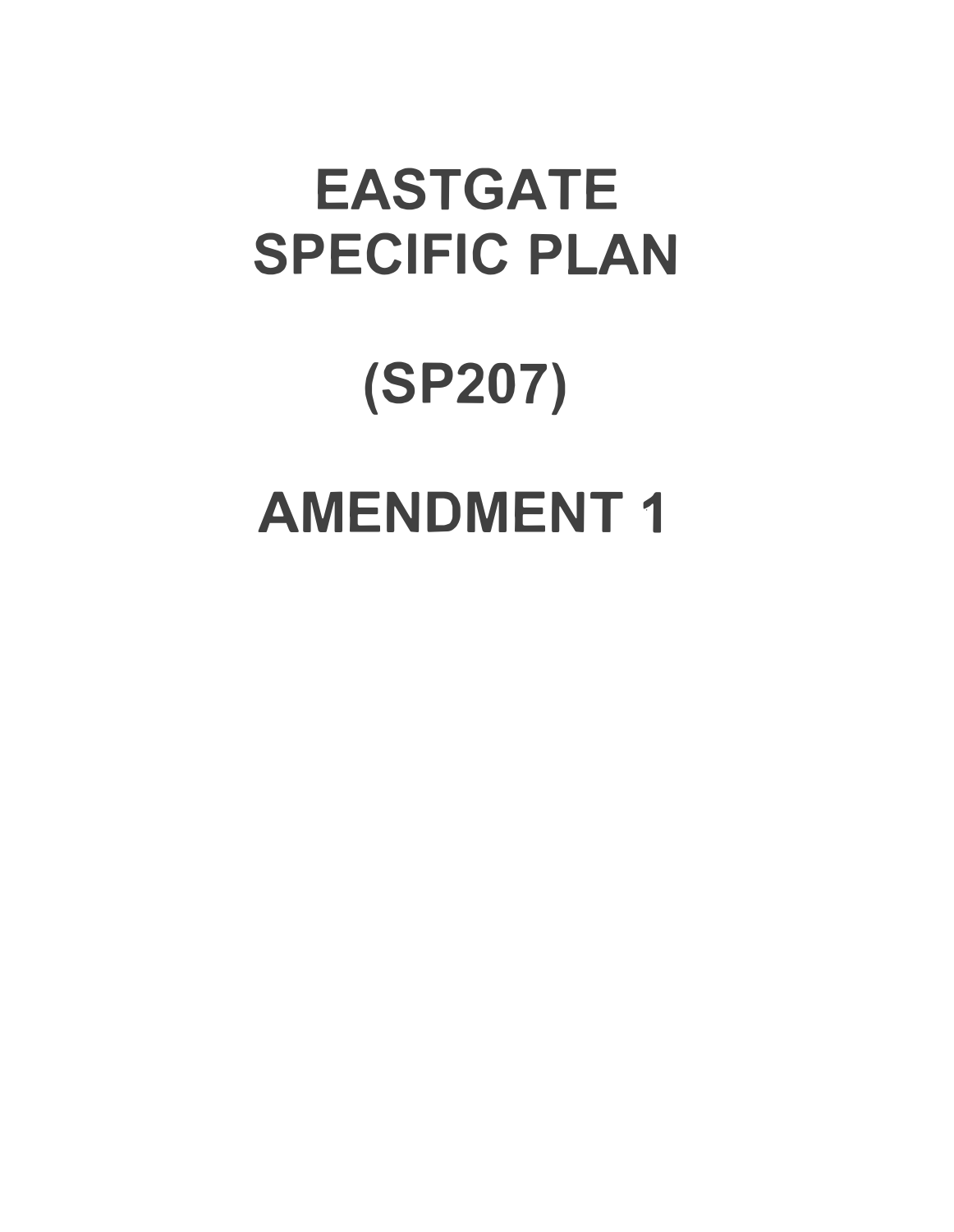# EASTGATE SPECIFIC PLAN

# (SP207)

# AMENDMENT 1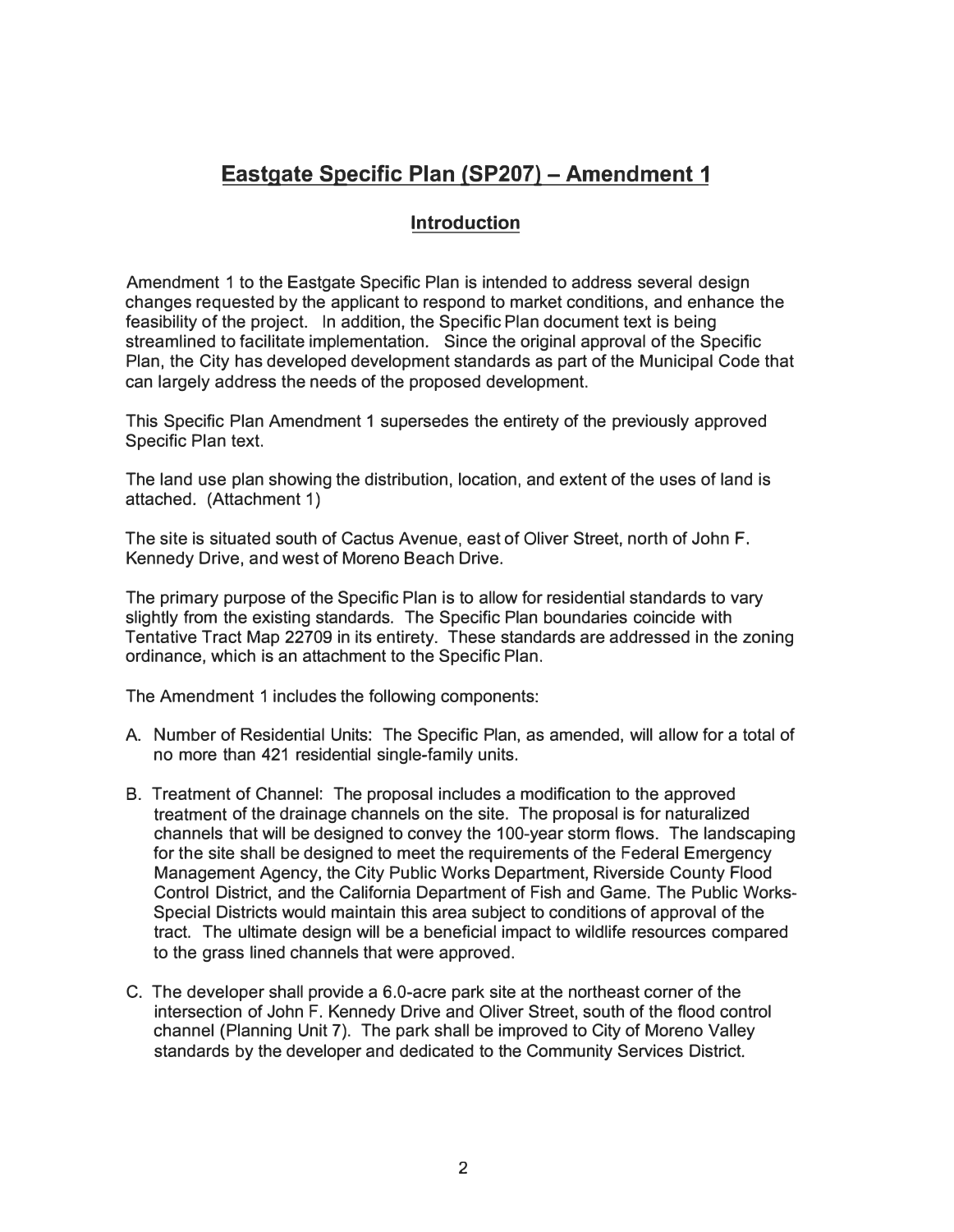# Eastgate Specific Plan (SP207) – Amendment 1

## Introduction

Amendment 1 to the Eastgate Specific Plan is intended to address several design changes requested by the applicant to respond to market conditions, and enhance the feasibility of the project. In addition, the Specific Plan document text is being streamlined to facilitate implementation. Since the original approval of the Specific Plan, the City has developed development standards as part of the Municipal Code that can largely address the needs of the proposed development.

This Specific Plan Amendment 1 supersedes the entirety of the previously approved Specific Plan text.

The land use plan showing the distribution, location, and extent of the uses of land is attached. (Attachment 1)

The site is situated south of Cactus Avenue, east of Oliver Street, north of John F. Kennedy Drive, and west of Moreno Beach Drive.

The primary purpose of the Specific Plan is to allow for residential standards to vary slightly from the existing standards. The Specific Plan boundaries coincide with Tentative Tract Map 22709 in its entirety. These standards are addressed in the zoning ordinance, which is an attachment to the Specific Plan.

The Amendment 1 includes the following components:

A. Number of Residential Units: The Specific Plan, as amended, will allow for a total of no more than 421 residential single-family units.

B. Treatment of Channel: The proposal includes a modification to the approved treatment of the drainage channels on the site. The proposal is for naturalized channels that will be designed to convey the 100-year storm flows. The landscaping for the site shall be designed to meet the requirements of the Federal Emergency Management Agency, the City Public Works Department, Riverside County Flood Control District, and the California Department of Fish and Game. The Public Works-Special Districts would maintain this area subject to conditions of approval of the tract. The ultimate design will be a beneficial impact to wildlife resources compared to the grass lined channels that were approved.

C. The developer shall provide a 6.0-acre park site at the northeast corner of the intersection of John F. Kennedy Drive and Oliver Street, south of the flood control channel (Planning Unit 7). The park shall be improved to City of Moreno Valley standards by the developer and dedicated to the Community Services District.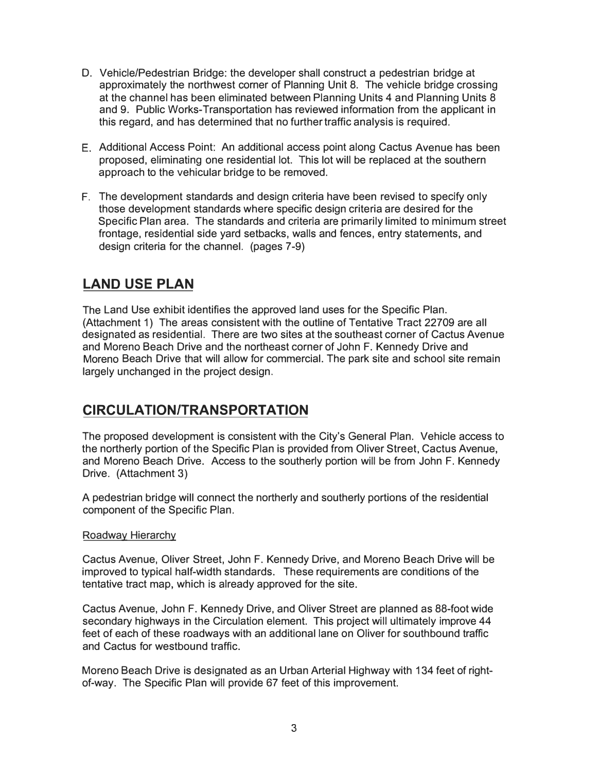D. Vehicle/Pedestrian Bridge: the developer shall construct a pedestrian bridge at approximately the northwest corner of Planning Unit 8. The vehicle bridge crossing at the channel has been eliminated between Planning Units 4 and Planning Units 8 and 9. Public Works-Transportation has reviewed information from the applicant in this regard, and has determined that no further traffic analysis is required.

E. Additional Access Point: An additional access point along Cactus Avenue has been proposed, eliminating one residential lot. This lot will be replaced at the southern approach to the vehicular bridge to be removed.

F. The development standards and design criteria have been revised to specify only those development standards where specific design criteria are desired for the Specific Plan area. The standards and criteria are primarily limited to minimum street frontage, residential side yard setbacks, walls and fences, entry statements, and design criteria for the channel. (pages 7-9)

## LAND USE PLAN

The Land Use exhibit identifies the approved land uses for the Specific Plan. (Attachment 1) The areas consistent with the outline of Tentative Tract 22709 are all designated as residential. There are two sites at the southeast corner of Cactus Avenue and Moreno Beach Drive and the northeast corner of John F. Kennedy Drive and Moreno Beach Drive that will allow for commercial. The park site and school site remain largely unchanged in the project design.

## CIRCULATION/TRANSPORTATION

The proposed development is consistent with the City's General Plan. Vehicle access to the northerly portion of the Specific Plan is provided from Oliver Street, Cactus Avenue, and Moreno Beach Drive. Access to the southerly portion will be from John F. Kennedy Drive. (Attachment 3)

A pedestrian bridge will connect the northerly and southerly portions of the residential component of the Specific Plan.

### Roadway Hierarchy

Cactus Avenue, Oliver Street, John F. Kennedy Drive, and Moreno Beach Drive will be improved to typical half-width standards. These requirements are conditions of the tentative tract map, which is already approved for the site.

Cactus Avenue, John F. Kennedy Drive, and Oliver Street are planned as 88-foot wide secondary highways in the Circulation element. This project will ultimately improve 44 feet of each of these roadways with an additional lane on Oliver for southbound traffic and Cactus for westbound traffic.

Moreno Beach Drive is designated as an Urban Arterial Highway with 134 feet of right-of-way. The Specific Plan will provide 67 feet of this improvement.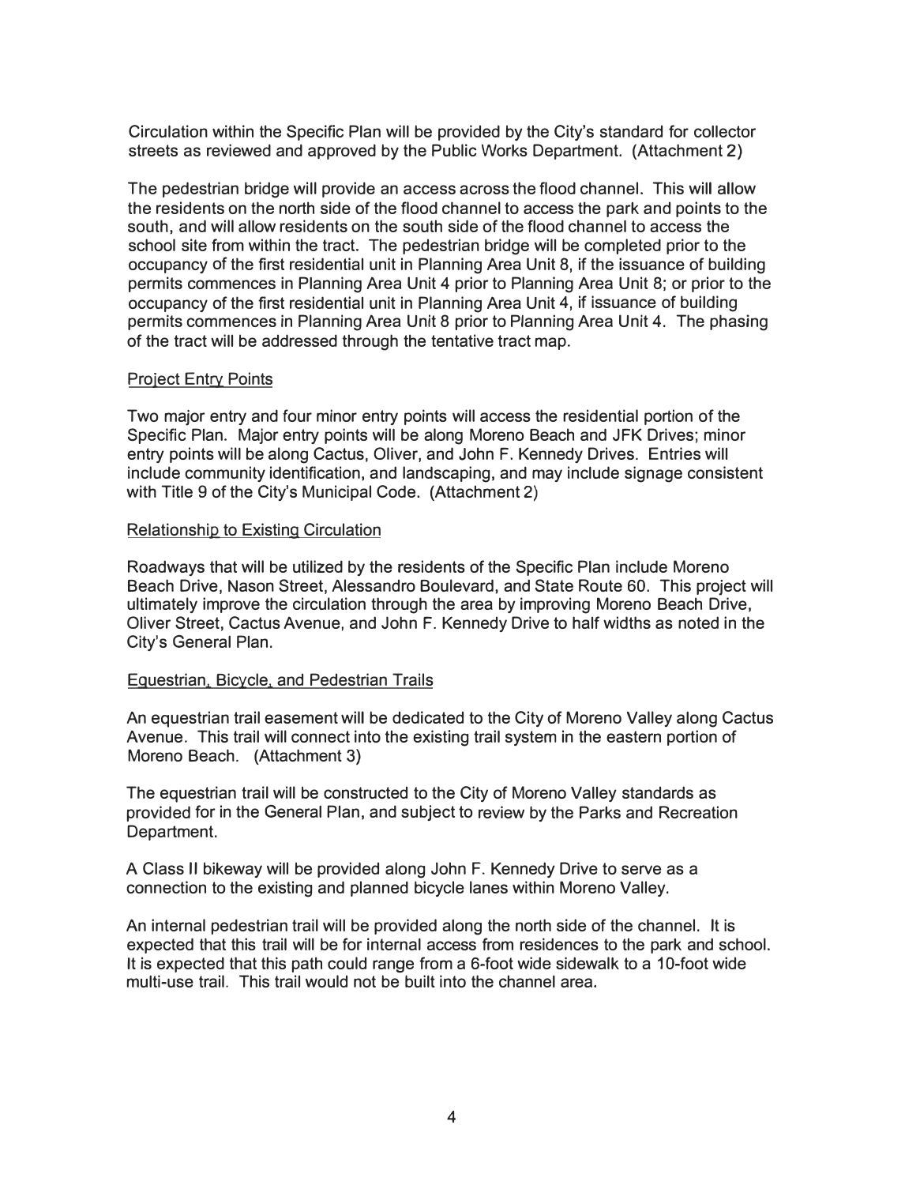Circulation within the Specific Plan will be provided by the City's standard for collector streets as reviewed and approved by the Public Works Department. (Attachment 2)

The pedestrian bridge will provide an access across the flood channel. This will allow the residents on the north side of the flood channel to access the park and points to the south, and will allow residents on the south side of the flood channel to access the school site from within the tract. The pedestrian bridge will be completed prior to the occupancy of the first residential unit in Planning Area Unit 8, if the issuance of building permits commences in Planning Area Unit 4 prior to Planning Area Unit 8; or prior to the occupancy of the first residential unit in Planning Area Unit 4, if issuance of building permits commences in Planning Area Unit 8 prior to Planning Area Unit 4. The phasing of the tract will be addressed through the tentative tract map.

### Project Entry Points

Two major entry and four minor entry points will access the residential portion of the Specific Plan. Major entry points will be along Moreno Beach and JFK Drives; minor entry points will be along Cactus, Oliver, and John F. Kennedy Drives. Entries will include community identification, and landscaping, and may include signage consistent with Title 9 of the City's Municipal Code. (Attachment 2)

### Relationship to Existing Circulation

Roadways that will be utilized by the residents of the Specific Plan include Moreno Beach Drive, Nason Street, Alessandro Boulevard, and State Route 60. This project will ultimately improve the circulation through the area by improving Moreno Beach Drive, Oliver Street, Cactus Avenue, and John F. Kennedy Drive to half widths as noted in the City's General Plan.

### Equestrian, Bicycle, and Pedestrian Trails

An equestrian trail easement will be dedicated to the City of Moreno Valley along Cactus Avenue. This trail will connect into the existing trail system in the eastern portion of Moreno Beach. (Attachment 3)

The equestrian trail will be constructed to the City of Moreno Valley standards as provided for in the General Plan, and subject to review by the Parks and Recreation Department.

A Class II bikeway will be provided along John F. Kennedy Drive to serve as a connection to the existing and planned bicycle lanes within Moreno Valley.

An internal pedestrian trail will be provided along the north side of the channel. It is expected that this trail will be for internal access from residences to the park and school. It is expected that this path could range from a 6-foot wide sidewalk to a 10-foot wide multi-use trail. This trail would not be built into the channel area.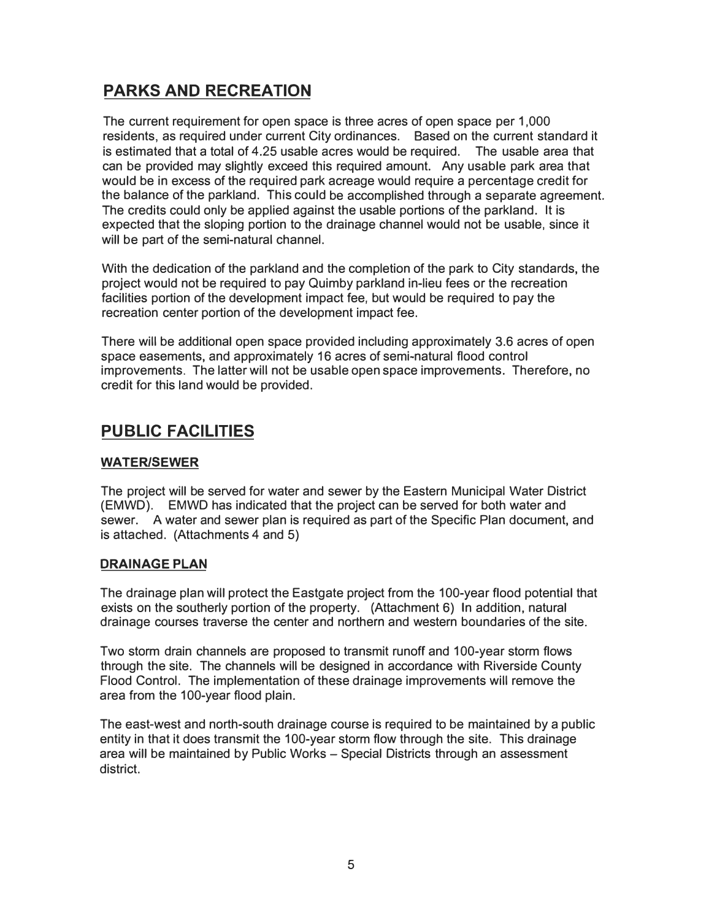## PARKS AND RECREATION

The current requirement for open space is three acres of open space per 1,000 residents, as required under current City ordinances. Based on the current standard it is estimated that a total of 4.25 usable acres would be required. The usable area that can be provided may slightly exceed this required amount. Any usable park area that would be in excess of the required park acreage would require a percentage credit for the balance of the parkland. This could be accomplished through a separate agreement. The credits could only be applied against the usable portions of the parkland. It is expected that the sloping portion to the drainage channel would not be usable, since it will be part of the semi-natural channel.

With the dedication of the parkland and the completion of the park to City standards, the project would not be required to pay Quimby parkland in-lieu fees or the recreation facilities portion of the development impact fee, but would be required to pay the recreation center portion of the development impact fee.

There will be additional open space provided including approximately 3.6 acres of open space easements, and approximately 16 acres of semi-natural flood control improvements. The latter will not be usable open space improvements. Therefore, no credit for this land would be provided.

## PUBLIC FACILITIES

### WATER/SEWER

The project will be served for water and sewer by the Eastern Municipal Water District (EMWD). EMWD has indicated that the project can be served for both water and sewer. A water and sewer plan is required as part of the Specific Plan document, and is attached. (Attachments 4 and 5)

### DRAINAGE PLAN

The drainage plan will protect the Eastgate project from the 100-year flood potential that exists on the southerly portion of the property. (Attachment 6) In addition, natural drainage courses traverse the center and northern and western boundaries of the site.

Two storm drain channels are proposed to transmit runoff and 100-year storm flows through the site. The channels will be designed in accordance with Riverside County Flood Control. The implementation of these drainage improvements will remove the area from the 100-year flood plain.

The east-west and north-south drainage course is required to be maintained by a public entity in that it does transmit the 100-year storm flow through the site. This drainage area will be maintained by Public Works – Special Districts through an assessment district.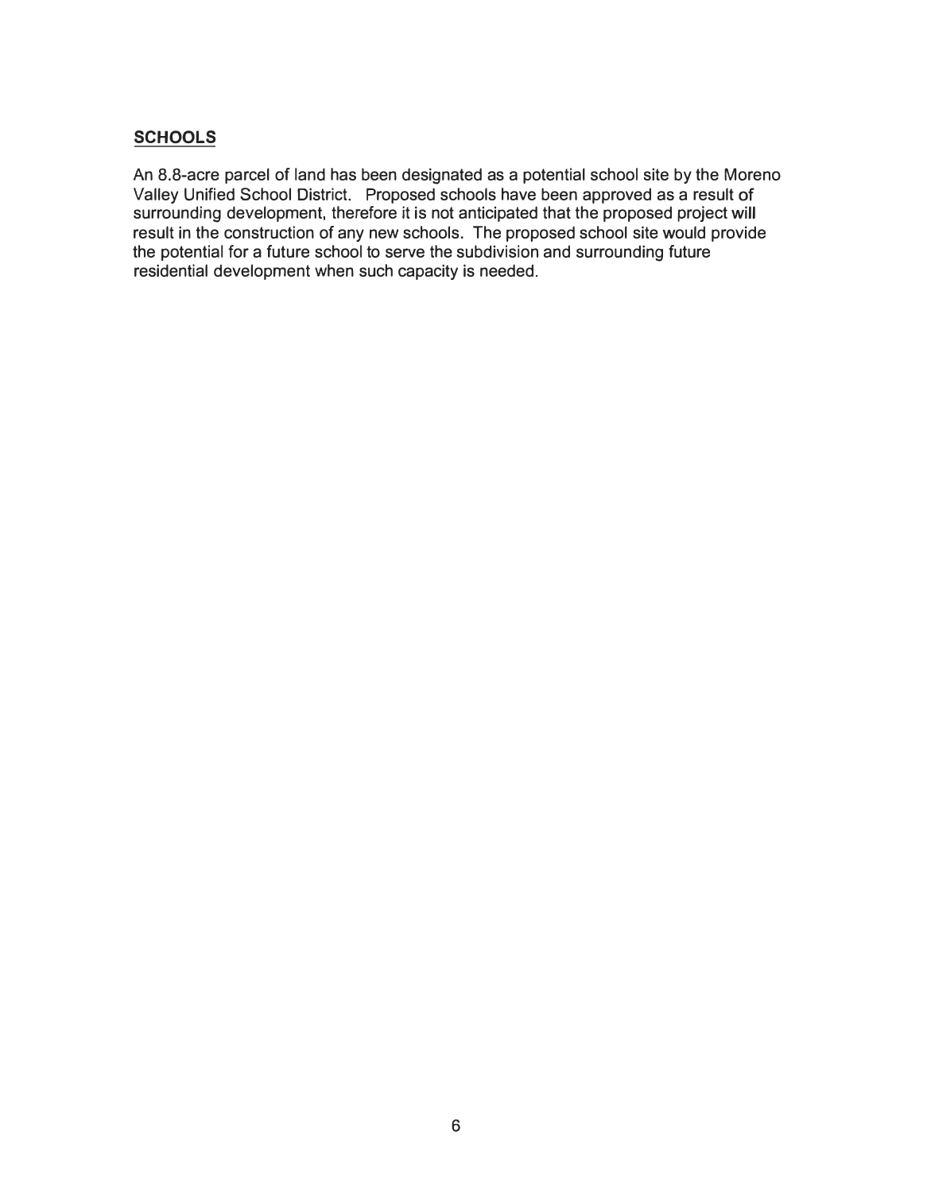## SCHOOLS

An 8.8-acre parcel of land has been designated as a potential school site by the Moreno Valley Unified School District. Proposed schools have been approved as a result of surrounding development, therefore it is not anticipated that the proposed project will result in the construction of any new schools. The proposed school site would provide the potential for a future school to serve the subdivision and surrounding future residential development when such capacity is needed.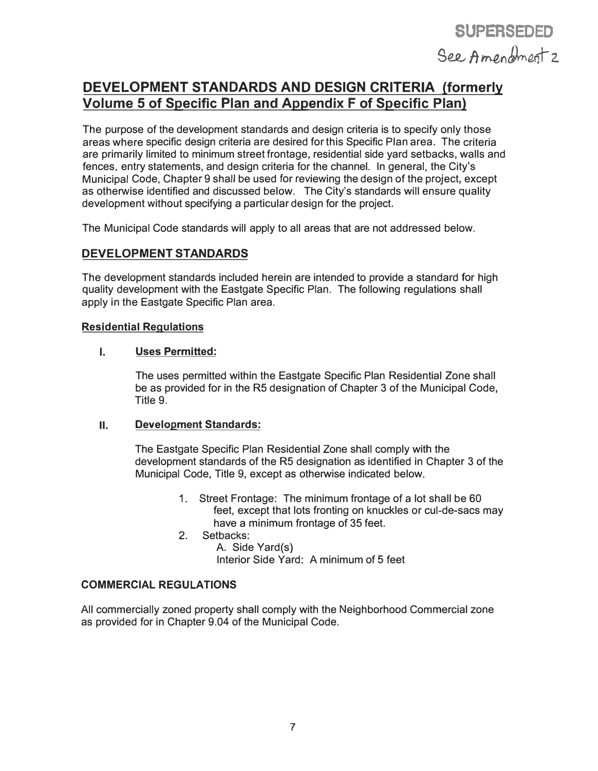SUPERSEDED

See Amendment 2

# DEVELOPMENT STANDARDS AND DESIGN CRITERIA (formerly Volume 5 of Specific Plan and Appendix F of Specific Plan)

The purpose of the development standards and design criteria is to specify only those areas where specific design criteria are desired for this Specific Plan area. The criteria are primarily limited to minimum street frontage, residential side yard setbacks, walls and fences, entry statements, and design criteria for the channel. In general, the City's Municipal Code, Chapter 9 shall be used for reviewing the design of the project, except as otherwise identified and discussed below. The City's standards will ensure quality development without specifying a particular design for the project.

The Municipal Code standards will apply to all areas that are not addressed below.

## DEVELOPMENT STANDARDS

The development standards included herein are intended to provide a standard for high quality development with the Eastgate Specific Plan. The following regulations shall apply in the Eastgate Specific Plan area.

### Residential Regulations

**I. Uses Permitted:**

The uses permitted within the Eastgate Specific Plan Residential Zone shall be as provided for in the R5 designation of Chapter 3 of the Municipal Code, Title 9.

**II. Development Standards:**

The Eastgate Specific Plan Residential Zone shall comply with the development standards of the R5 designation as identified in Chapter 3 of the Municipal Code, Title 9, except as otherwise indicated below.

1. Street Frontage: The minimum frontage of a lot shall be 60 feet, except that lots fronting on knuckles or cul-de-sacs may have a minimum frontage of 35 feet.
2. Setbacks:
   A. Side Yard(s)
   Interior Side Yard: A minimum of 5 feet

### COMMERCIAL REGULATIONS

All commercially zoned property shall comply with the Neighborhood Commercial zone as provided for in Chapter 9.04 of the Municipal Code.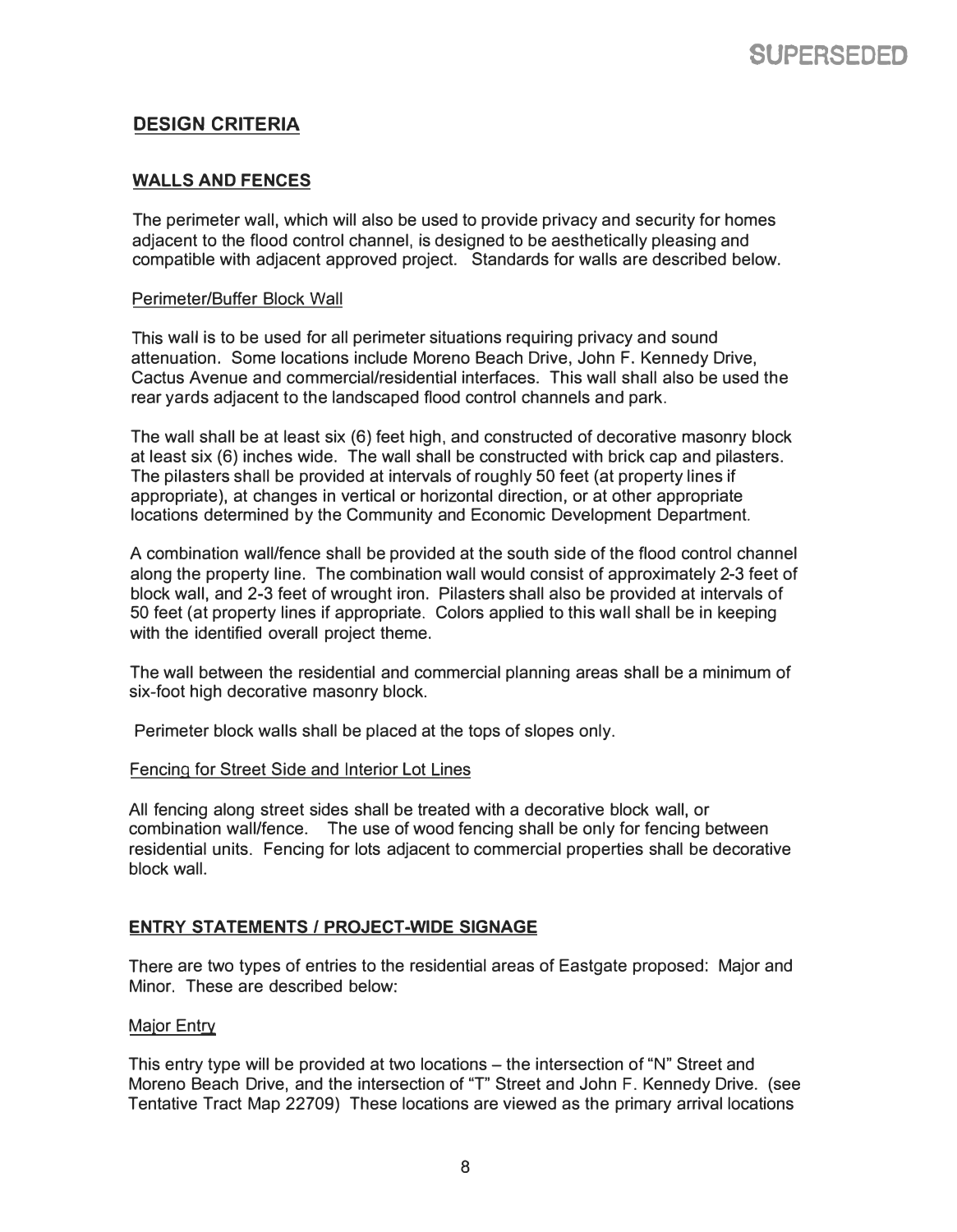SUPERSEDED

## DESIGN CRITERIA

### WALLS AND FENCES

The perimeter wall, which will also be used to provide privacy and security for homes adjacent to the flood control channel, is designed to be aesthetically pleasing and compatible with adjacent approved project. Standards for walls are described below.

Perimeter/Buffer Block Wall

This wall is to be used for all perimeter situations requiring privacy and sound attenuation. Some locations include Moreno Beach Drive, John F. Kennedy Drive, Cactus Avenue and commercial/residential interfaces. This wall shall also be used the rear yards adjacent to the landscaped flood control channels and park.

The wall shall be at least six (6) feet high, and constructed of decorative masonry block at least six (6) inches wide. The wall shall be constructed with brick cap and pilasters. The pilasters shall be provided at intervals of roughly 50 feet (at property lines if appropriate), at changes in vertical or horizontal direction, or at other appropriate locations determined by the Community and Economic Development Department.

A combination wall/fence shall be provided at the south side of the flood control channel along the property line. The combination wall would consist of approximately 2-3 feet of block wall, and 2-3 feet of wrought iron. Pilasters shall also be provided at intervals of 50 feet (at property lines if appropriate. Colors applied to this wall shall be in keeping with the identified overall project theme.

The wall between the residential and commercial planning areas shall be a minimum of six-foot high decorative masonry block.

Perimeter block walls shall be placed at the tops of slopes only.

Fencing for Street Side and Interior Lot Lines

All fencing along street sides shall be treated with a decorative block wall, or combination wall/fence. The use of wood fencing shall be only for fencing between residential units. Fencing for lots adjacent to commercial properties shall be decorative block wall.

### ENTRY STATEMENTS / PROJECT-WIDE SIGNAGE

There are two types of entries to the residential areas of Eastgate proposed: Major and Minor. These are described below:

Major Entry

This entry type will be provided at two locations – the intersection of "N" Street and Moreno Beach Drive, and the intersection of "T" Street and John F. Kennedy Drive. (see Tentative Tract Map 22709) These locations are viewed as the primary arrival locations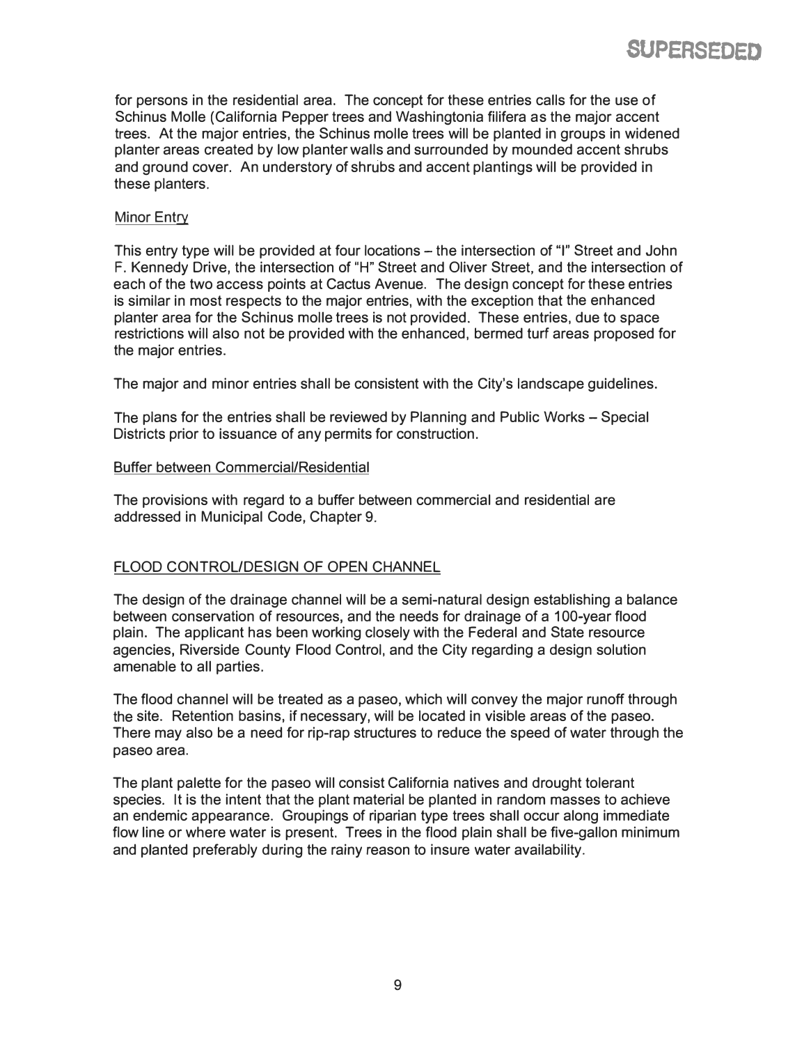SUPERSEDED

for persons in the residential area. The concept for these entries calls for the use of Schinus Molle (California Pepper trees and Washingtonia filifera as the major accent trees. At the major entries, the Schinus molle trees will be planted in groups in widened planter areas created by low planter walls and surrounded by mounded accent shrubs and ground cover. An understory of shrubs and accent plantings will be provided in these planters.

Minor Entry

This entry type will be provided at four locations – the intersection of "I" Street and John F. Kennedy Drive, the intersection of "H" Street and Oliver Street, and the intersection of each of the two access points at Cactus Avenue. The design concept for these entries is similar in most respects to the major entries, with the exception that the enhanced planter area for the Schinus molle trees is not provided. These entries, due to space restrictions will also not be provided with the enhanced, bermed turf areas proposed for the major entries.

The major and minor entries shall be consistent with the City's landscape guidelines.

The plans for the entries shall be reviewed by Planning and Public Works – Special Districts prior to issuance of any permits for construction.

Buffer between Commercial/Residential

The provisions with regard to a buffer between commercial and residential are addressed in Municipal Code, Chapter 9.

FLOOD CONTROL/DESIGN OF OPEN CHANNEL

The design of the drainage channel will be a semi-natural design establishing a balance between conservation of resources, and the needs for drainage of a 100-year flood plain. The applicant has been working closely with the Federal and State resource agencies, Riverside County Flood Control, and the City regarding a design solution amenable to all parties.

The flood channel will be treated as a paseo, which will convey the major runoff through the site. Retention basins, if necessary, will be located in visible areas of the paseo. There may also be a need for rip-rap structures to reduce the speed of water through the paseo area.

The plant palette for the paseo will consist California natives and drought tolerant species. It is the intent that the plant material be planted in random masses to achieve an endemic appearance. Groupings of riparian type trees shall occur along immediate flow line or where water is present. Trees in the flood plain shall be five-gallon minimum and planted preferably during the rainy reason to insure water availability.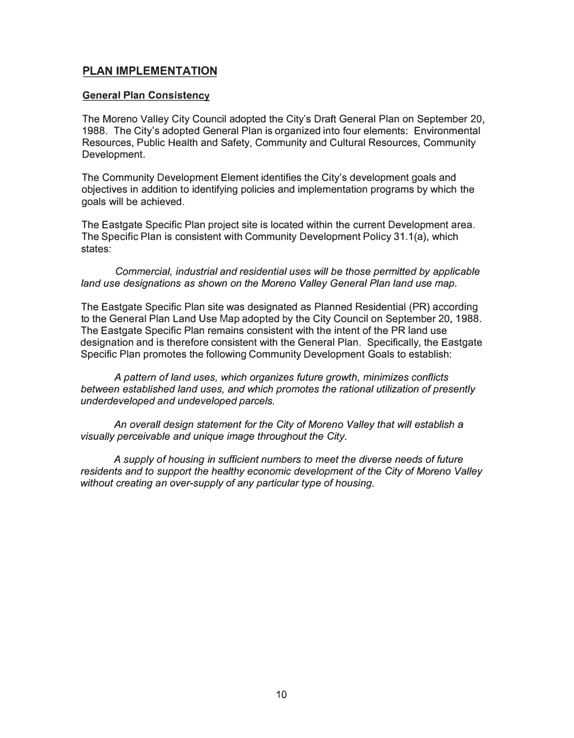## PLAN IMPLEMENTATION

### General Plan Consistency

The Moreno Valley City Council adopted the City's Draft General Plan on September 20, 1988. The City's adopted General Plan is organized into four elements: Environmental Resources, Public Health and Safety, Community and Cultural Resources, Community Development.

The Community Development Element identifies the City's development goals and objectives in addition to identifying policies and implementation programs by which the goals will be achieved.

The Eastgate Specific Plan project site is located within the current Development area. The Specific Plan is consistent with Community Development Policy 31.1(a), which states:

*Commercial, industrial and residential uses will be those permitted by applicable land use designations as shown on the Moreno Valley General Plan land use map.*

The Eastgate Specific Plan site was designated as Planned Residential (PR) according to the General Plan Land Use Map adopted by the City Council on September 20, 1988. The Eastgate Specific Plan remains consistent with the intent of the PR land use designation and is therefore consistent with the General Plan. Specifically, the Eastgate Specific Plan promotes the following Community Development Goals to establish:

*A pattern of land uses, which organizes future growth, minimizes conflicts between established land uses, and which promotes the rational utilization of presently underdeveloped and undeveloped parcels.*

*An overall design statement for the City of Moreno Valley that will establish a visually perceivable and unique image throughout the City.*

*A supply of housing in sufficient numbers to meet the diverse needs of future residents and to support the healthy economic development of the City of Moreno Valley without creating an over-supply of any particular type of housing.*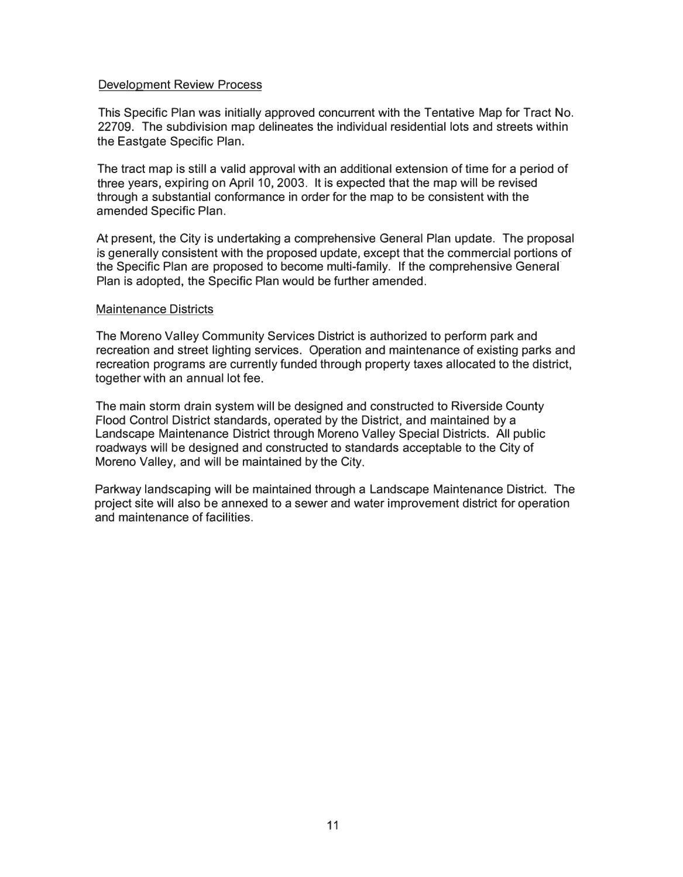## Development Review Process

This Specific Plan was initially approved concurrent with the Tentative Map for Tract No. 22709. The subdivision map delineates the individual residential lots and streets within the Eastgate Specific Plan.

The tract map is still a valid approval with an additional extension of time for a period of three years, expiring on April 10, 2003. It is expected that the map will be revised through a substantial conformance in order for the map to be consistent with the amended Specific Plan.

At present, the City is undertaking a comprehensive General Plan update. The proposal is generally consistent with the proposed update, except that the commercial portions of the Specific Plan are proposed to become multi-family. If the comprehensive General Plan is adopted, the Specific Plan would be further amended.

## Maintenance Districts

The Moreno Valley Community Services District is authorized to perform park and recreation and street lighting services. Operation and maintenance of existing parks and recreation programs are currently funded through property taxes allocated to the district, together with an annual lot fee.

The main storm drain system will be designed and constructed to Riverside County Flood Control District standards, operated by the District, and maintained by a Landscape Maintenance District through Moreno Valley Special Districts. All public roadways will be designed and constructed to standards acceptable to the City of Moreno Valley, and will be maintained by the City.

Parkway landscaping will be maintained through a Landscape Maintenance District. The project site will also be annexed to a sewer and water improvement district for operation and maintenance of facilities.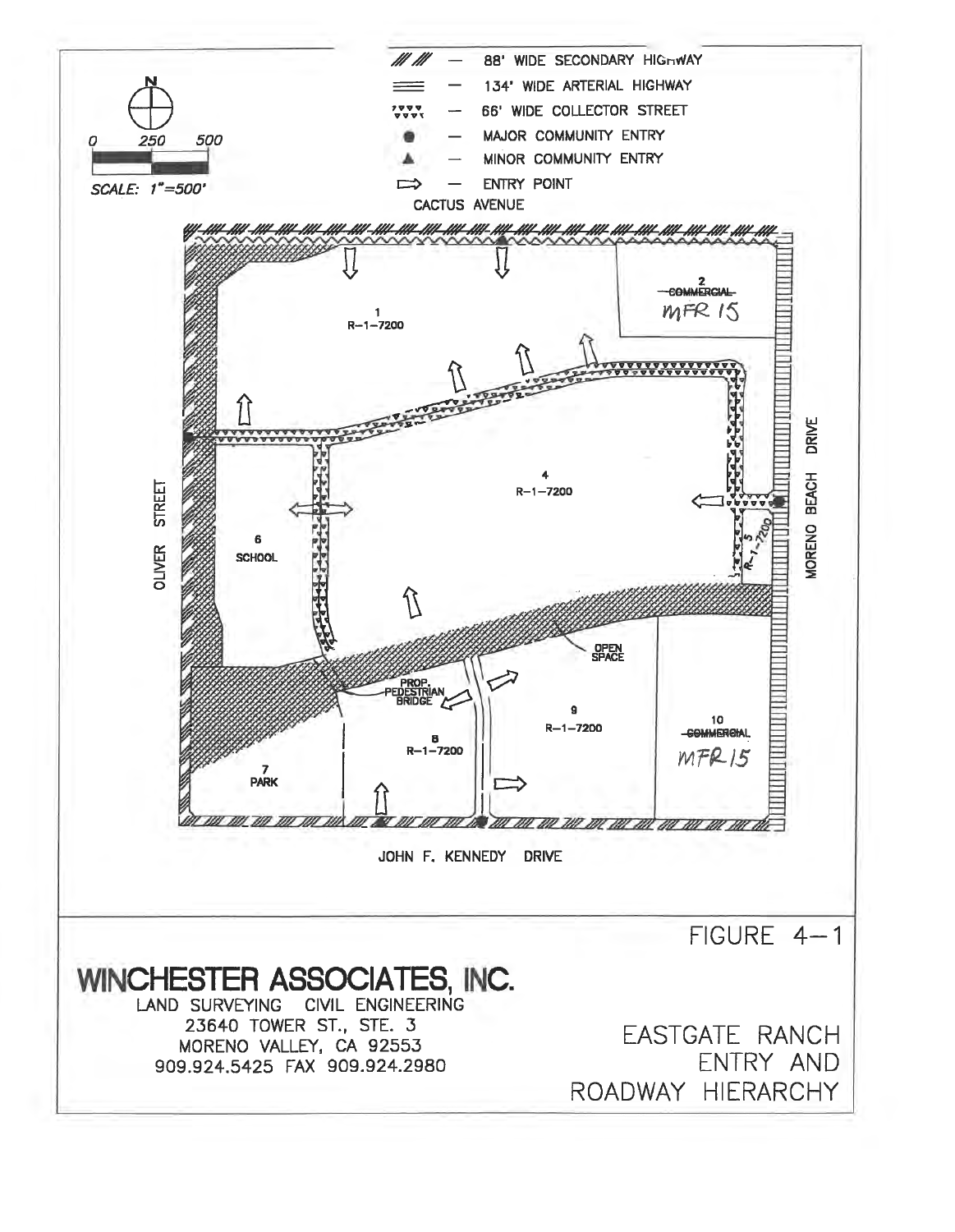**Legend:**

- /// /// — 88' WIDE SECONDARY HIGHWAY
- ═══ — 134' WIDE ARTERIAL HIGHWAY
- ▼▼▼ — 66' WIDE COLLECTOR STREET
- ● — MAJOR COMMUNITY ENTRY
- ▲ — MINOR COMMUNITY ENTRY
- ⇨ — ENTRY POINT

N

0 250 500

*SCALE: 1"=500'*

CACTUS AVENUE

1
R-1-7200

2
~~COMMERCIAL~~
MFR 15

4
R-1-7200

5
R-1-7200

6
SCHOOL

OLIVER STREET

MORENO BEACH DRIVE

OPEN SPACE

PROP. PEDESTRIAN BRIDGE

7
PARK

8
R-1-7200

9
R-1-7200

10
~~COMMERCIAL~~
MFR 15

JOHN F. KENNEDY DRIVE

FIGURE 4-1

**WINCHESTER ASSOCIATES, INC.**
LAND SURVEYING CIVIL ENGINEERING
23640 TOWER ST., STE. 3
MORENO VALLEY, CA 92553
909.924.5425 FAX 909.924.2980

EASTGATE RANCH
ENTRY AND
ROADWAY HIERARCHY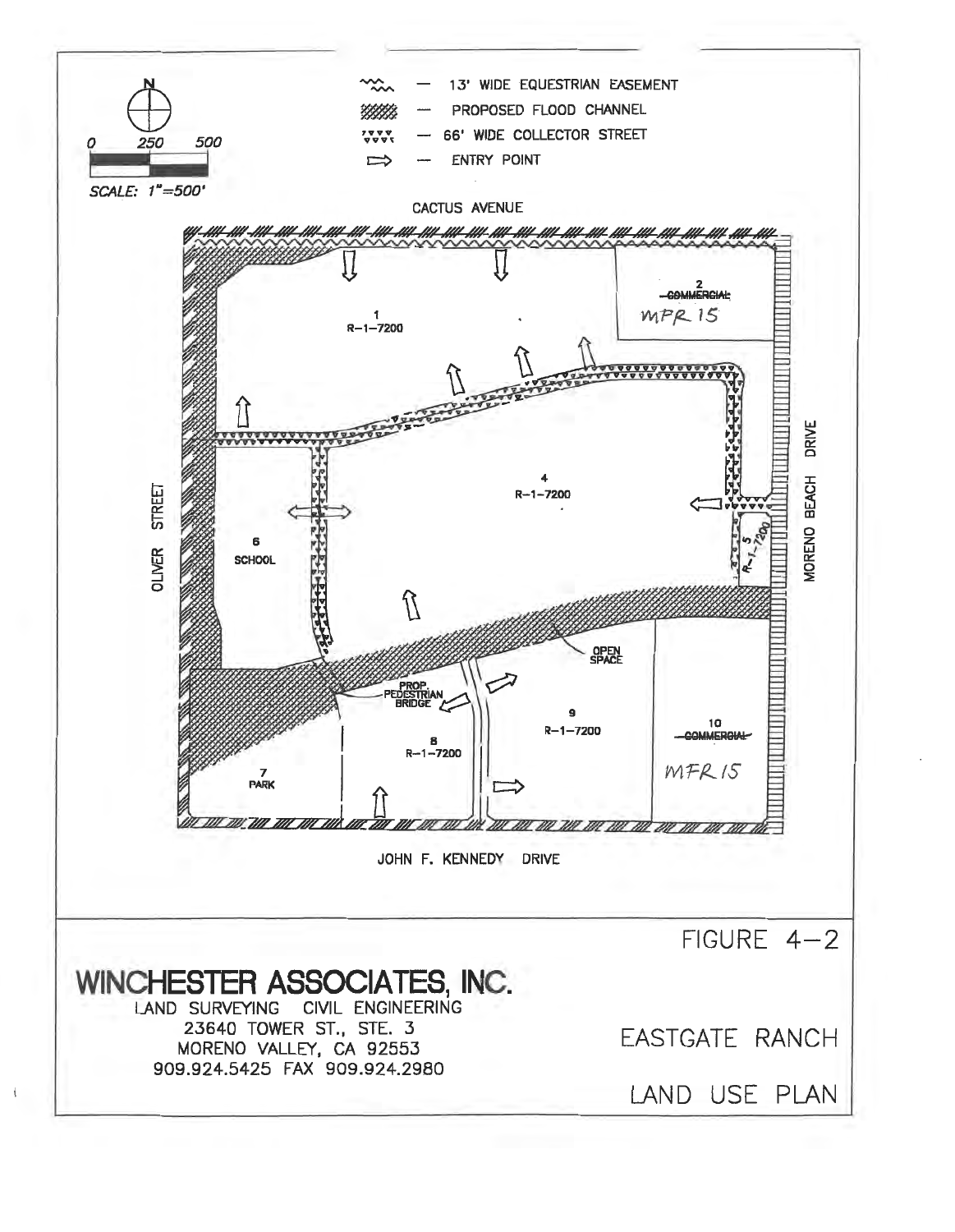N

0 250 500

SCALE: 1"=500'

- 13' WIDE EQUESTRIAN EASEMENT
- PROPOSED FLOOD CHANNEL
- 66' WIDE COLLECTOR STREET
- ENTRY POINT

CACTUS AVENUE

1
R-1-7200

2
~~COMMERCIAL~~
MFR 15

4
R-1-7200

5
R-1-7200

6
SCHOOL

OLIVER STREET

MORENO BEACH DRIVE

OPEN SPACE

PROP. PEDESTRIAN BRIDGE

7
PARK

8
R-1-7200

9
R-1-7200

10
~~COMMERCIAL~~
MFR 15

JOHN F. KENNEDY DRIVE

FIGURE 4-2

**WINCHESTER ASSOCIATES, INC.**
LAND SURVEYING CIVIL ENGINEERING
23640 TOWER ST., STE. 3
MORENO VALLEY, CA 92553
909.924.5425 FAX 909.924.2980

EASTGATE RANCH

LAND USE PLAN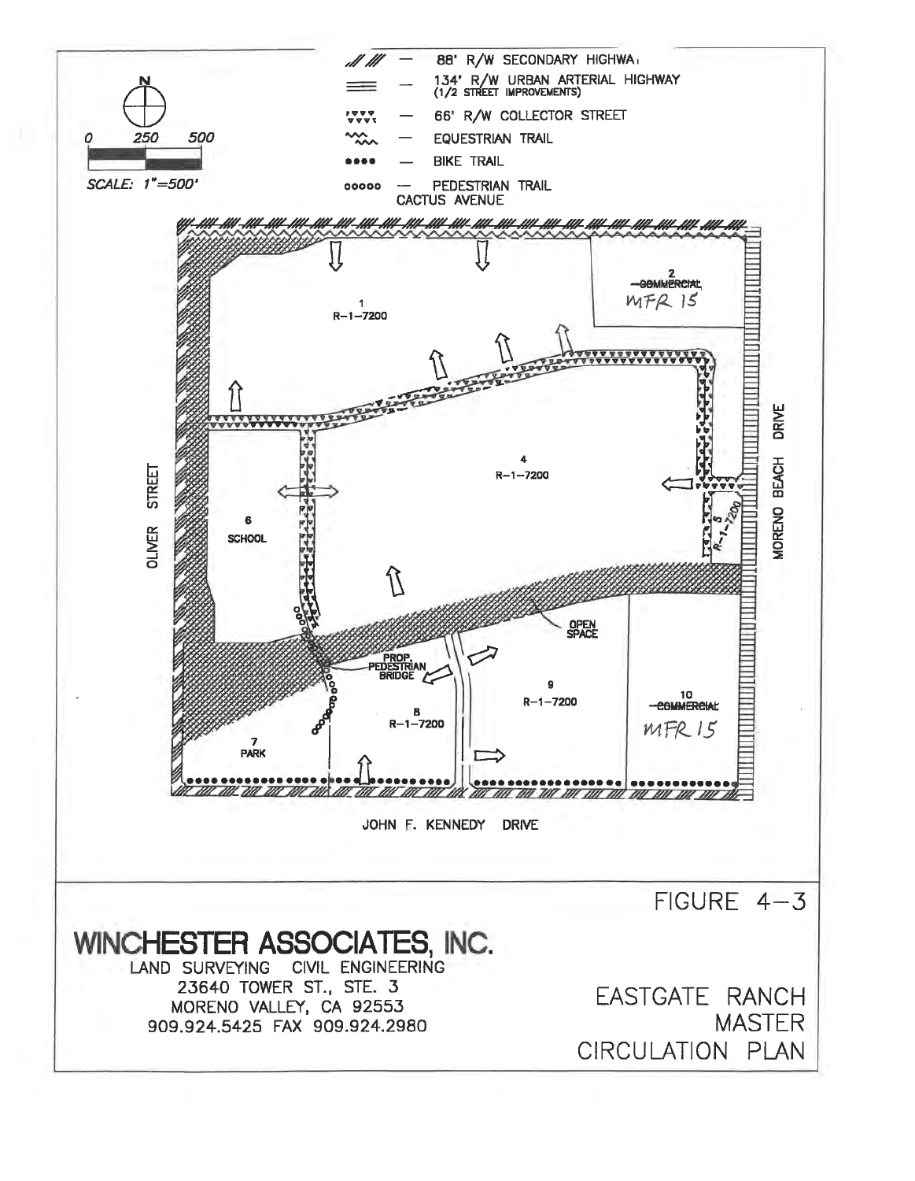88' R/W SECONDARY HIGHWAY

134' R/W URBAN ARTERIAL HIGHWAY (1/2 STREET IMPROVEMENTS)

66' R/W COLLECTOR STREET

EQUESTRIAN TRAIL

BIKE TRAIL

PEDESTRIAN TRAIL

SCALE: 1"=500'

CACTUS AVENUE

1 R-1-7200

2 ~~COMMERCIAL~~ MFR 15

4 R-1-7200

5 R-1-7200

6 SCHOOL

7 PARK

8 R-1-7200

9 R-1-7200

10 ~~COMMERCIAL~~ MFR 15

OPEN SPACE

PROP. PEDESTRIAN BRIDGE

OLIVER STREET

MORENO BEACH DRIVE

JOHN F. KENNEDY DRIVE

FIGURE 4-3

**WINCHESTER ASSOCIATES, INC.**
LAND SURVEYING CIVIL ENGINEERING
23640 TOWER ST., STE. 3
MORENO VALLEY, CA 92553
909.924.5425 FAX 909.924.2980

EASTGATE RANCH MASTER CIRCULATION PLAN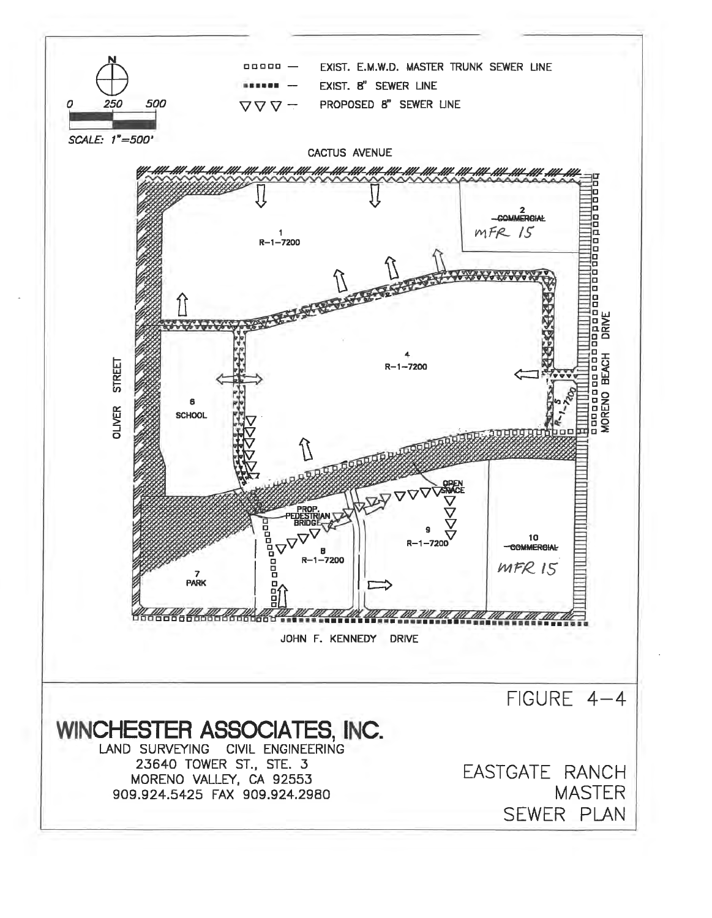EXIST. E.M.W.D. MASTER TRUNK SEWER LINE

EXIST. 8" SEWER LINE

PROPOSED 8" SEWER LINE

0 250 500

SCALE: 1"=500'

CACTUS AVENUE

OLIVER STREET

MORENO BEACH DRIVE

JOHN F. KENNEDY DRIVE

1
R-1-7200

2
~~COMMERCIAL~~
MFR 15

4
R-1-7200

5
R-1-7200

6
SCHOOL

7
PARK

8
R-1-7200

9
R-1-7200

10
~~COMMERCIAL~~
MFR 15

OPEN SPACE

PROP. PEDESTRIAN BRIDGE

FIGURE 4-4

**WINCHESTER ASSOCIATES, INC.**

LAND SURVEYING CIVIL ENGINEERING
23640 TOWER ST., STE. 3
MORENO VALLEY, CA 92553
909.924.5425 FAX 909.924.2980

EASTGATE RANCH
MASTER
SEWER PLAN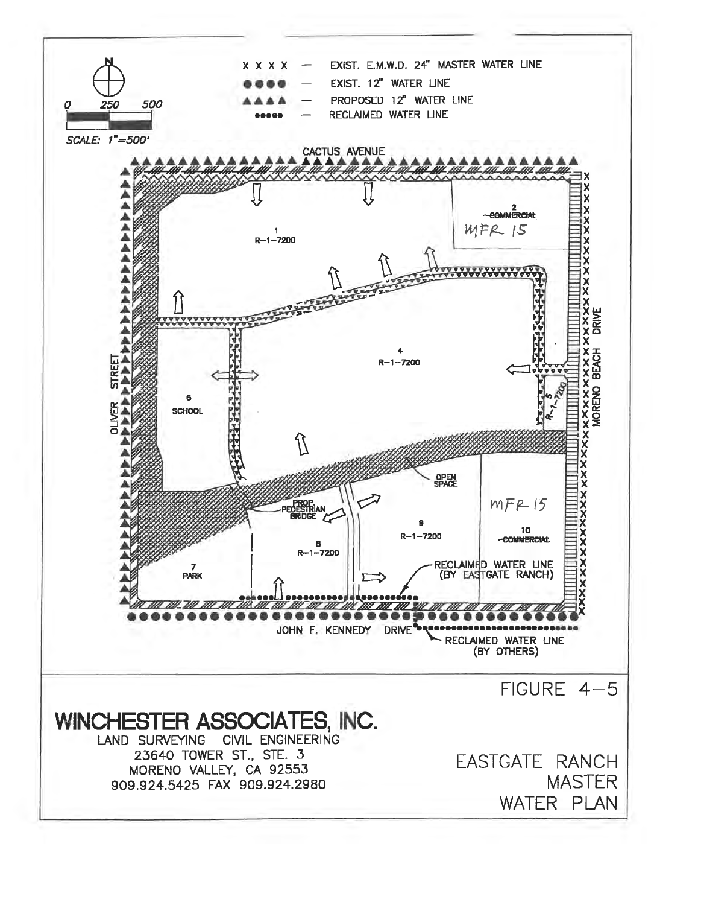X X X X — EXIST. E.M.W.D. 24" MASTER WATER LINE

●●●● — EXIST. 12" WATER LINE

▲▲▲▲ — PROPOSED 12" WATER LINE

●●●●● — RECLAIMED WATER LINE

0 250 500

SCALE: 1"=500'

CACTUS AVENUE

OLIVER STREET

MORENO BEACH DRIVE

JOHN F. KENNEDY DRIVE

1
R-1-7200

2
~~COMMERCIAL~~
MFR 15

4
R-1-7200

5
R-1-7200

6
SCHOOL

7
PARK

8
R-1-7200

9
R-1-7200

10
~~COMMERCIAL~~
MFR 15

OPEN SPACE

PROP. PEDESTRIAN BRIDGE

RECLAIMED WATER LINE (BY EASTGATE RANCH)

RECLAIMED WATER LINE (BY OTHERS)

FIGURE 4-5

**WINCHESTER ASSOCIATES, INC.**
LAND SURVEYING CIVIL ENGINEERING
23640 TOWER ST., STE. 3
MORENO VALLEY, CA 92553
909.924.5425 FAX 909.924.2980

EASTGATE RANCH
MASTER
WATER PLAN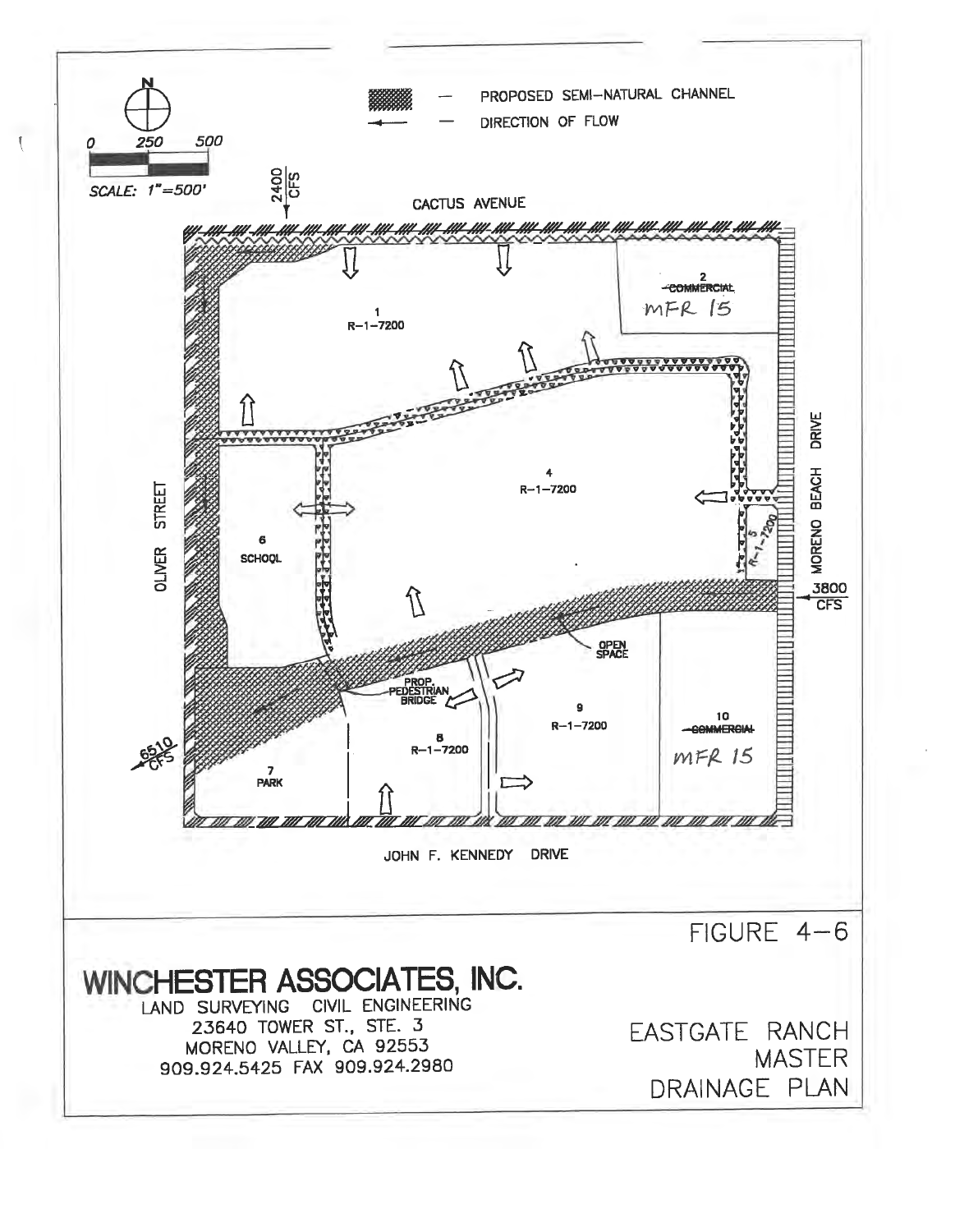PROPOSED SEMI-NATURAL CHANNEL

DIRECTION OF FLOW

N

0 250 500

SCALE: 1"=500'

2400 CFS

CACTUS AVENUE

1
R-1-7200

2
~~COMMERCIAL~~
MFR 15

4
R-1-7200

5
R-1-7200

6
SCHOOL

OLIVER STREET

MORENO BEACH DRIVE

3800 CFS

OPEN SPACE

PROP. PEDESTRIAN BRIDGE

7
PARK

8
R-1-7200

9
R-1-7200

10
~~COMMERCIAL~~
MFR 15

6510 CFS

JOHN F. KENNEDY DRIVE

FIGURE 4-6

**WINCHESTER ASSOCIATES, INC.**
LAND SURVEYING CIVIL ENGINEERING
23640 TOWER ST., STE. 3
MORENO VALLEY, CA 92553
909.924.5425 FAX 909.924.2980

EASTGATE RANCH
MASTER
DRAINAGE PLAN